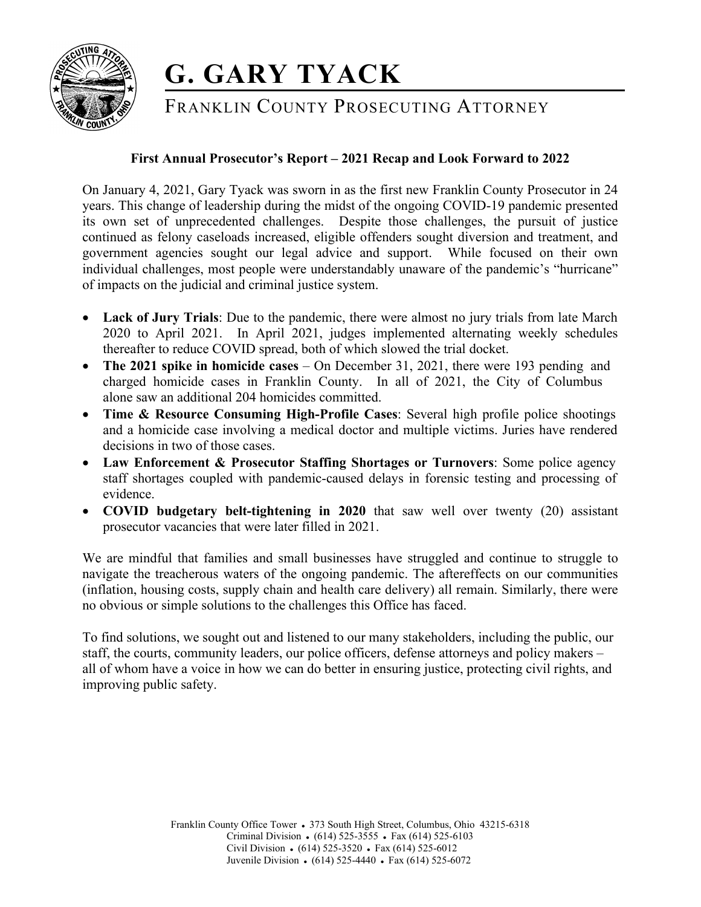# G. GARY TYACK

## FRANKLIN COUNTY PROSECUTING ATTORNEY

### First Annual Prosecutor's Report – 2021 Recap and Look Forward to 2022

On January 4, 2021, Gary Tyack was sworn in as the first new Franklin County Prosecutor in 24 years. This change of leadership during the midst of the ongoing COVID-19 pandemic presented its own set of unprecedented challenges. Despite those challenges, the pursuit of justice continued as felony caseloads increased, eligible offenders sought diversion and treatment, and government agencies sought our legal advice and support. While focused on their own individual challenges, most people were understandably unaware of the pandemic's "hurricane" of impacts on the judicial and criminal justice system.

- **Lack of Jury Trials**: Due to the pandemic, there were almost no jury trials from late March 2020 to April 2021. In April 2021, judges implemented alternating weekly schedules thereafter to reduce COVID spread, both of which slowed the trial docket.
- **The 2021 spike in homicide cases** – On December 31, 2021, there were 193 pending and charged homicide cases in Franklin County. In all of 2021, the City of Columbus alone saw an additional 204 homicides committed.
- **Time & Resource Consuming High-Profile Cases**: Several high profile police shootings and a homicide case involving a medical doctor and multiple victims. Juries have rendered decisions in two of those cases.
- **Law Enforcement & Prosecutor Staffing Shortages or Turnovers**: Some police agency staff shortages coupled with pandemic-caused delays in forensic testing and processing of evidence.
- **COVID budgetary belt-tightening in 2020** that saw well over twenty (20) assistant prosecutor vacancies that were later filled in 2021.

We are mindful that families and small businesses have struggled and continue to struggle to navigate the treacherous waters of the ongoing pandemic. The aftereffects on our communities (inflation, housing costs, supply chain and health care delivery) all remain. Similarly, there were no obvious or simple solutions to the challenges this Office has faced.

To find solutions, we sought out and listened to our many stakeholders, including the public, our staff, the courts, community leaders, our police officers, defense attorneys and policy makers – all of whom have a voice in how we can do better in ensuring justice, protecting civil rights, and improving public safety.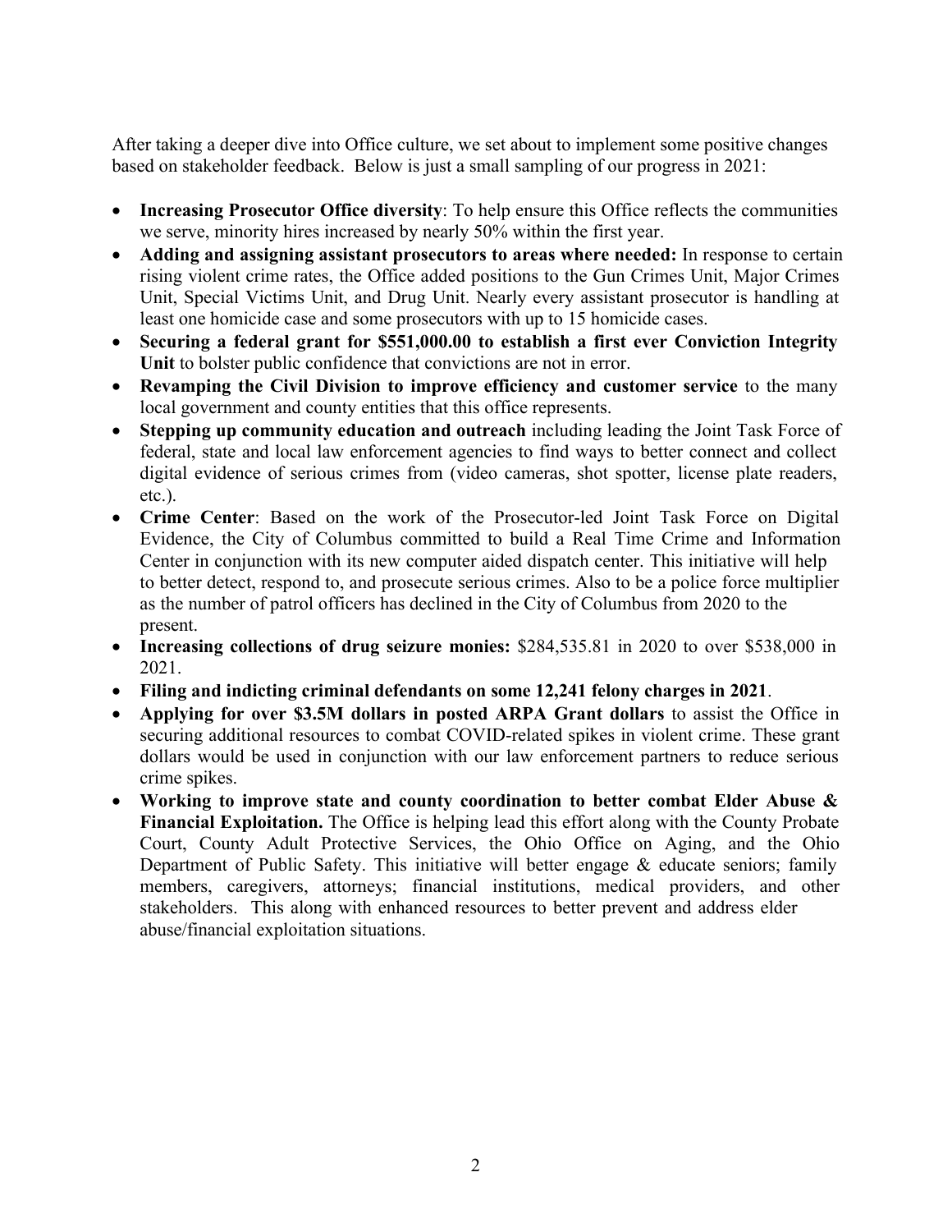After taking a deeper dive into Office culture, we set about to implement some positive changes based on stakeholder feedback. Below is just a small sampling of our progress in 2021:

- **Increasing Prosecutor Office diversity**: To help ensure this Office reflects the communities we serve, minority hires increased by nearly 50% within the first year.
- **Adding and assigning assistant prosecutors to areas where needed:** In response to certain rising violent crime rates, the Office added positions to the Gun Crimes Unit, Major Crimes Unit, Special Victims Unit, and Drug Unit. Nearly every assistant prosecutor is handling at least one homicide case and some prosecutors with up to 15 homicide cases.
- **Securing a federal grant for $551,000.00 to establish a first ever Conviction Integrity Unit** to bolster public confidence that convictions are not in error.
- **Revamping the Civil Division to improve efficiency and customer service** to the many local government and county entities that this office represents.
- **Stepping up community education and outreach** including leading the Joint Task Force of federal, state and local law enforcement agencies to find ways to better connect and collect digital evidence of serious crimes from (video cameras, shot spotter, license plate readers, etc.).
- **Crime Center**: Based on the work of the Prosecutor-led Joint Task Force on Digital Evidence, the City of Columbus committed to build a Real Time Crime and Information Center in conjunction with its new computer aided dispatch center. This initiative will help to better detect, respond to, and prosecute serious crimes. Also to be a police force multiplier as the number of patrol officers has declined in the City of Columbus from 2020 to the present.
- **Increasing collections of drug seizure monies:** $284,535.81 in 2020 to over $538,000 in 2021.
- **Filing and indicting criminal defendants on some 12,241 felony charges in 2021**.
- **Applying for over $3.5M dollars in posted ARPA Grant dollars** to assist the Office in securing additional resources to combat COVID-related spikes in violent crime. These grant dollars would be used in conjunction with our law enforcement partners to reduce serious crime spikes.
- **Working to improve state and county coordination to better combat Elder Abuse & Financial Exploitation.** The Office is helping lead this effort along with the County Probate Court, County Adult Protective Services, the Ohio Office on Aging, and the Ohio Department of Public Safety. This initiative will better engage & educate seniors; family members, caregivers, attorneys; financial institutions, medical providers, and other stakeholders. This along with enhanced resources to better prevent and address elder abuse/financial exploitation situations.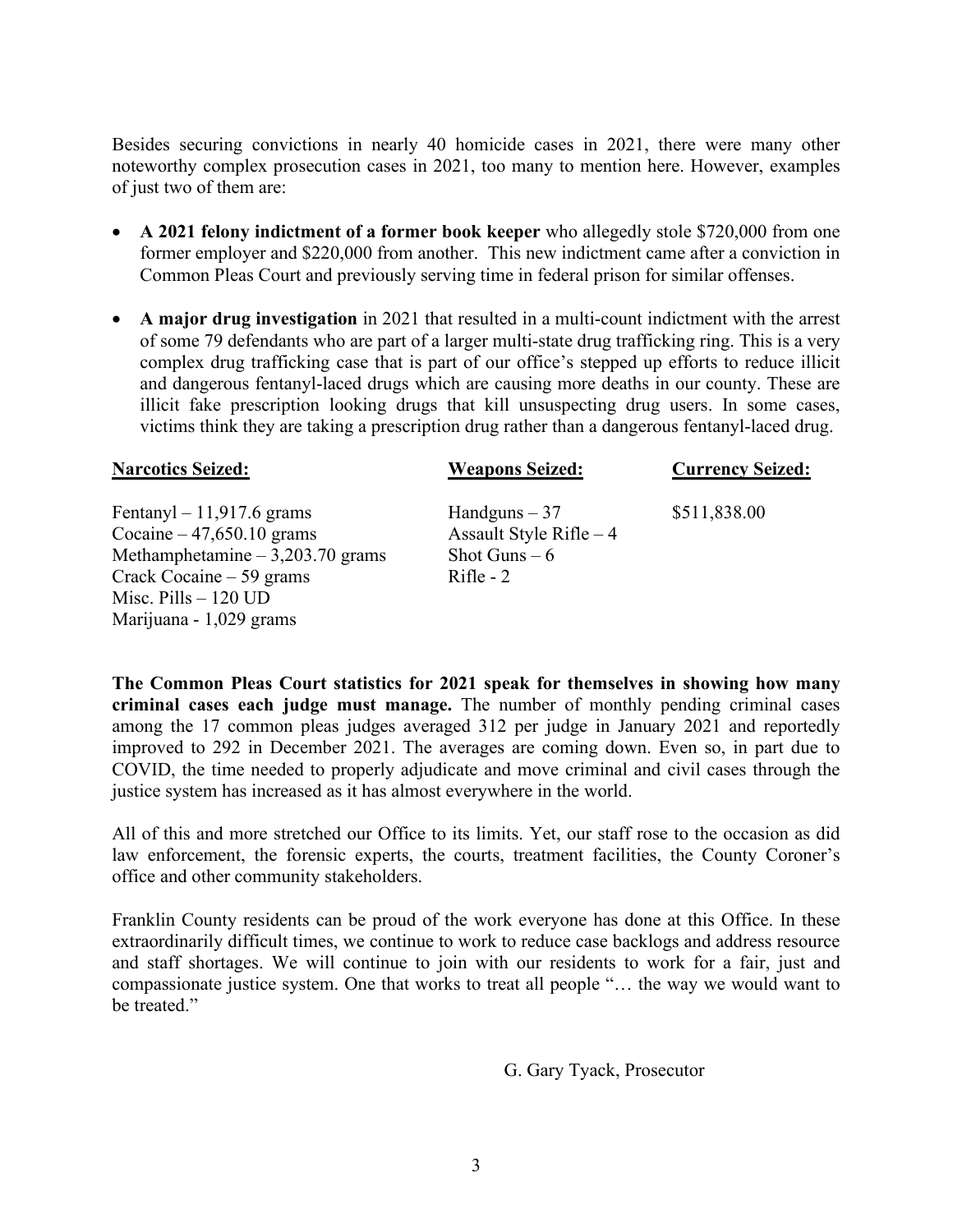Besides securing convictions in nearly 40 homicide cases in 2021, there were many other noteworthy complex prosecution cases in 2021, too many to mention here. However, examples of just two of them are:

- **A 2021 felony indictment of a former book keeper** who allegedly stole $720,000 from one former employer and $220,000 from another. This new indictment came after a conviction in Common Pleas Court and previously serving time in federal prison for similar offenses.

- **A major drug investigation** in 2021 that resulted in a multi-count indictment with the arrest of some 79 defendants who are part of a larger multi-state drug trafficking ring. This is a very complex drug trafficking case that is part of our office's stepped up efforts to reduce illicit and dangerous fentanyl-laced drugs which are causing more deaths in our county. These are illicit fake prescription looking drugs that kill unsuspecting drug users. In some cases, victims think they are taking a prescription drug rather than a dangerous fentanyl-laced drug.

| <u>**Narcotics Seized:**</u> | <u>**Weapons Seized:**</u> | <u>**Currency Seized:**</u> |
|---|---|---|
| Fentanyl – 11,917.6 grams | Handguns – 37 | $511,838.00 |
| Cocaine – 47,650.10 grams | Assault Style Rifle – 4 | |
| Methamphetamine – 3,203.70 grams | Shot Guns – 6 | |
| Crack Cocaine – 59 grams | Rifle - 2 | |
| Misc. Pills – 120 UD | | |
| Marijuana - 1,029 grams | | |

**The Common Pleas Court statistics for 2021 speak for themselves in showing how many criminal cases each judge must manage.** The number of monthly pending criminal cases among the 17 common pleas judges averaged 312 per judge in January 2021 and reportedly improved to 292 in December 2021. The averages are coming down. Even so, in part due to COVID, the time needed to properly adjudicate and move criminal and civil cases through the justice system has increased as it has almost everywhere in the world.

All of this and more stretched our Office to its limits. Yet, our staff rose to the occasion as did law enforcement, the forensic experts, the courts, treatment facilities, the County Coroner's office and other community stakeholders.

Franklin County residents can be proud of the work everyone has done at this Office. In these extraordinarily difficult times, we continue to work to reduce case backlogs and address resource and staff shortages. We will continue to join with our residents to work for a fair, just and compassionate justice system. One that works to treat all people "… the way we would want to be treated."

G. Gary Tyack, Prosecutor